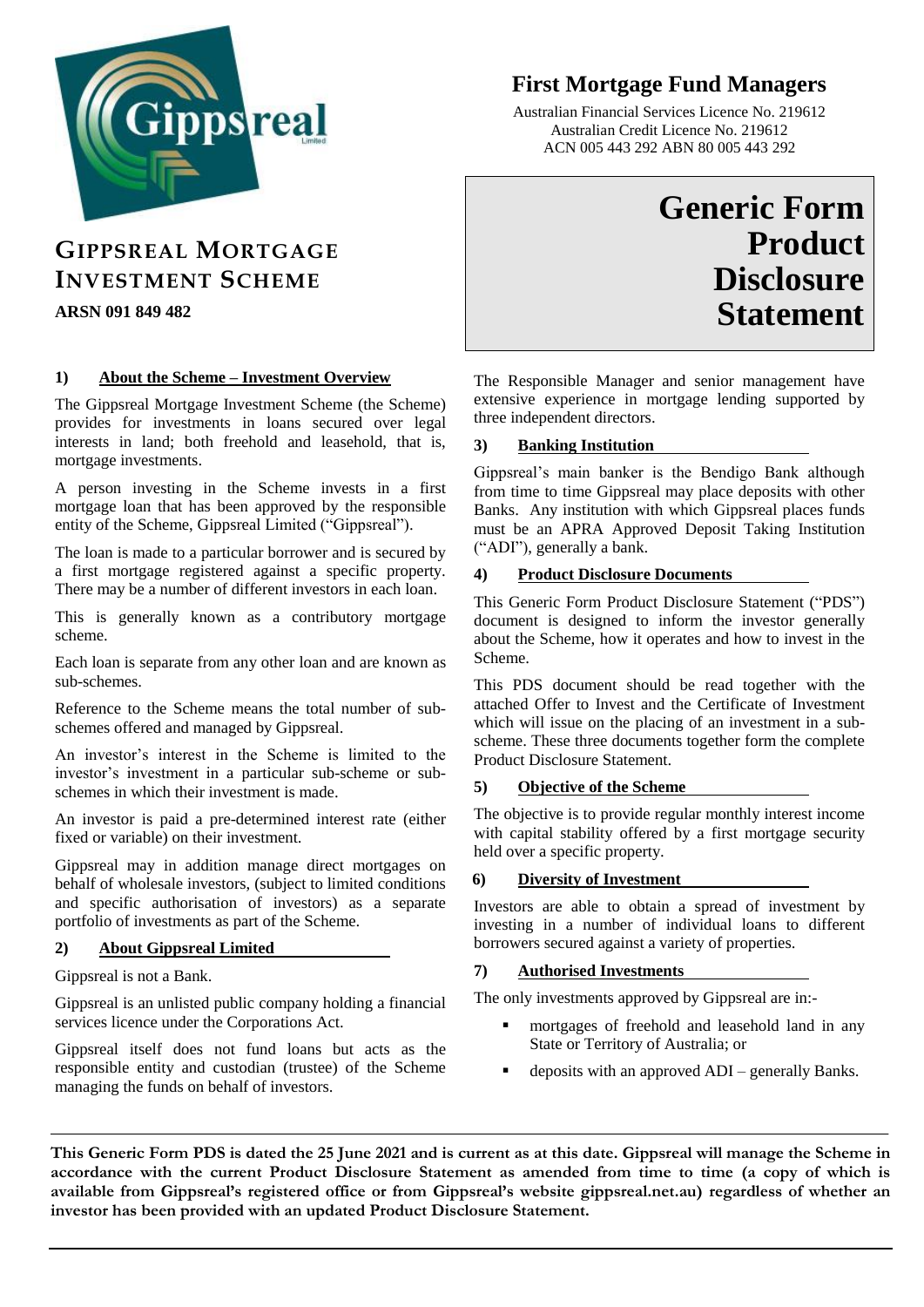# First Mortgage Fund Managers

Australian Financial Services Licence No. 219612
Australian Credit Licence No. 219612
ACN 005 443 292 ABN 80 005 443 292

# GIPPSREAL MORTGAGE INVESTMENT SCHEME

**ARSN 091 849 482**

# Generic Form Product Disclosure Statement

## 1) About the Scheme – Investment Overview

The Gippsreal Mortgage Investment Scheme (the Scheme) provides for investments in loans secured over legal interests in land; both freehold and leasehold, that is, mortgage investments.

A person investing in the Scheme invests in a first mortgage loan that has been approved by the responsible entity of the Scheme, Gippsreal Limited ("Gippsreal").

The loan is made to a particular borrower and is secured by a first mortgage registered against a specific property. There may be a number of different investors in each loan.

This is generally known as a contributory mortgage scheme.

Each loan is separate from any other loan and are known as sub-schemes.

Reference to the Scheme means the total number of sub-schemes offered and managed by Gippsreal.

An investor's interest in the Scheme is limited to the investor's investment in a particular sub-scheme or sub-schemes in which their investment is made.

An investor is paid a pre-determined interest rate (either fixed or variable) on their investment.

Gippsreal may in addition manage direct mortgages on behalf of wholesale investors, (subject to limited conditions and specific authorisation of investors) as a separate portfolio of investments as part of the Scheme.

## 2) About Gippsreal Limited

Gippsreal is not a Bank.

Gippsreal is an unlisted public company holding a financial services licence under the Corporations Act.

Gippsreal itself does not fund loans but acts as the responsible entity and custodian (trustee) of the Scheme managing the funds on behalf of investors.

The Responsible Manager and senior management have extensive experience in mortgage lending supported by three independent directors.

## 3) Banking Institution

Gippsreal's main banker is the Bendigo Bank although from time to time Gippsreal may place deposits with other Banks. Any institution with which Gippsreal places funds must be an APRA Approved Deposit Taking Institution ("ADI"), generally a bank.

## 4) Product Disclosure Documents

This Generic Form Product Disclosure Statement ("PDS") document is designed to inform the investor generally about the Scheme, how it operates and how to invest in the Scheme.

This PDS document should be read together with the attached Offer to Invest and the Certificate of Investment which will issue on the placing of an investment in a sub-scheme. These three documents together form the complete Product Disclosure Statement.

## 5) Objective of the Scheme

The objective is to provide regular monthly interest income with capital stability offered by a first mortgage security held over a specific property.

## 6) Diversity of Investment

Investors are able to obtain a spread of investment by investing in a number of individual loans to different borrowers secured against a variety of properties.

## 7) Authorised Investments

The only investments approved by Gippsreal are in:-

- mortgages of freehold and leasehold land in any State or Territory of Australia; or
- deposits with an approved ADI – generally Banks.

---

**This Generic Form PDS is dated the 25 June 2021 and is current as at this date. Gippsreal will manage the Scheme in accordance with the current Product Disclosure Statement as amended from time to time (a copy of which is available from Gippsreal's registered office or from Gippsreal's website gippsreal.net.au) regardless of whether an investor has been provided with an updated Product Disclosure Statement.**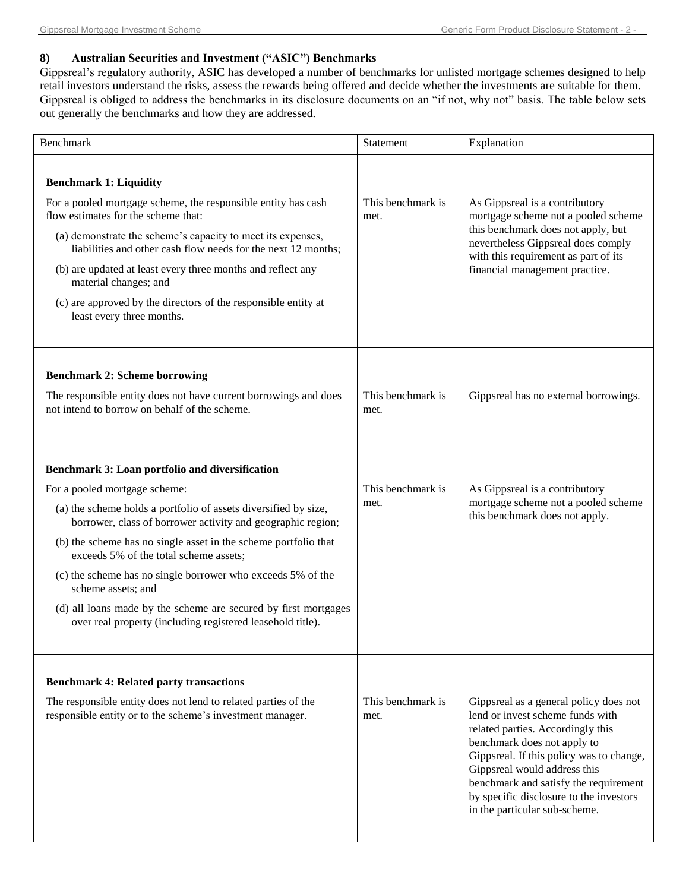## 8) Australian Securities and Investment ("ASIC") Benchmarks

Gippsreal's regulatory authority, ASIC has developed a number of benchmarks for unlisted mortgage schemes designed to help retail investors understand the risks, assess the rewards being offered and decide whether the investments are suitable for them. Gippsreal is obliged to address the benchmarks in its disclosure documents on an "if not, why not" basis. The table below sets out generally the benchmarks and how they are addressed.

| Benchmark | Statement | Explanation |
|---|---|---|
| **Benchmark 1: Liquidity**<br><br>For a pooled mortgage scheme, the responsible entity has cash flow estimates for the scheme that:<br>(a) demonstrate the scheme's capacity to meet its expenses, liabilities and other cash flow needs for the next 12 months;<br>(b) are updated at least every three months and reflect any material changes; and<br>(c) are approved by the directors of the responsible entity at least every three months. | This benchmark is met. | As Gippsreal is a contributory mortgage scheme not a pooled scheme this benchmark does not apply, but nevertheless Gippsreal does comply with this requirement as part of its financial management practice. |
| **Benchmark 2: Scheme borrowing**<br><br>The responsible entity does not have current borrowings and does not intend to borrow on behalf of the scheme. | This benchmark is met. | Gippsreal has no external borrowings. |
| **Benchmark 3: Loan portfolio and diversification**<br><br>For a pooled mortgage scheme:<br>(a) the scheme holds a portfolio of assets diversified by size, borrower, class of borrower activity and geographic region;<br>(b) the scheme has no single asset in the scheme portfolio that exceeds 5% of the total scheme assets;<br>(c) the scheme has no single borrower who exceeds 5% of the scheme assets; and<br>(d) all loans made by the scheme are secured by first mortgages over real property (including registered leasehold title). | This benchmark is met. | As Gippsreal is a contributory mortgage scheme not a pooled scheme this benchmark does not apply. |
| **Benchmark 4: Related party transactions**<br><br>The responsible entity does not lend to related parties of the responsible entity or to the scheme's investment manager. | This benchmark is met. | Gippsreal as a general policy does not lend or invest scheme funds with related parties. Accordingly this benchmark does not apply to Gippsreal. If this policy was to change, Gippsreal would address this benchmark and satisfy the requirement by specific disclosure to the investors in the particular sub-scheme. |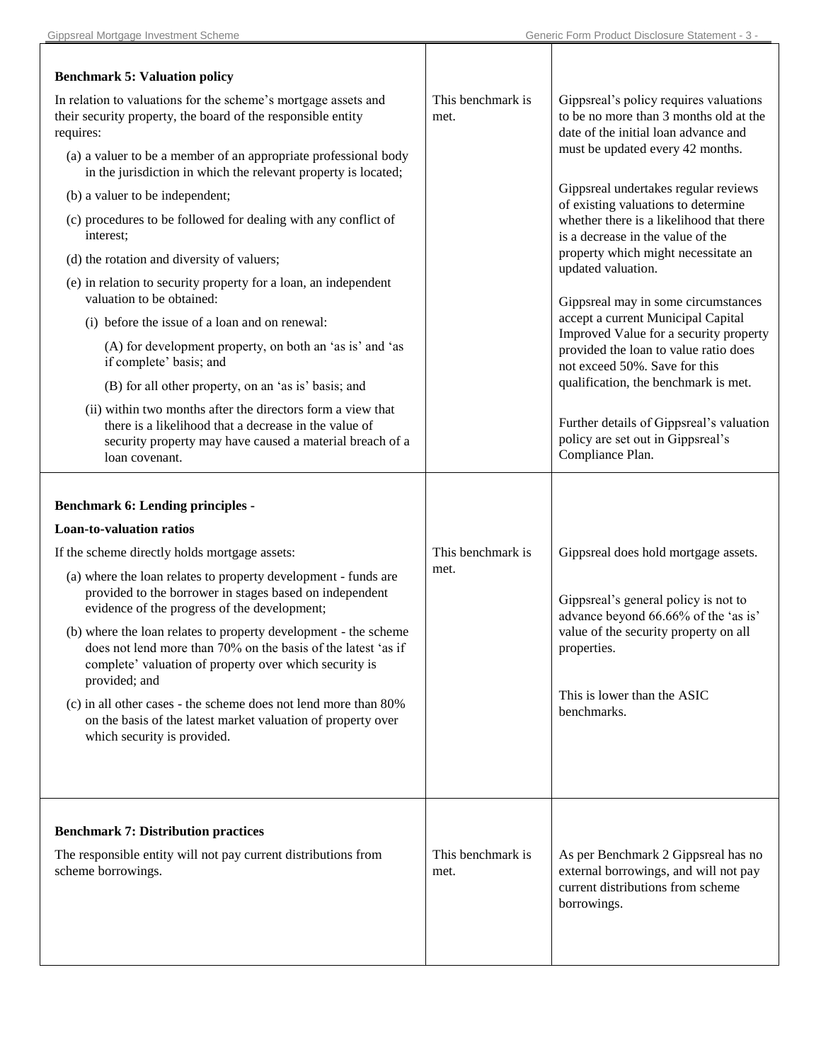| | | |
|---|---|---|
| **Benchmark 5: Valuation policy**<br><br>In relation to valuations for the scheme's mortgage assets and their security property, the board of the responsible entity requires:<br><br>(a) a valuer to be a member of an appropriate professional body in the jurisdiction in which the relevant property is located;<br><br>(b) a valuer to be independent;<br><br>(c) procedures to be followed for dealing with any conflict of interest;<br><br>(d) the rotation and diversity of valuers;<br><br>(e) in relation to security property for a loan, an independent valuation to be obtained:<br><br>(i) before the issue of a loan and on renewal:<br><br>(A) for development property, on both an 'as is' and 'as if complete' basis; and<br><br>(B) for all other property, on an 'as is' basis; and<br><br>(ii) within two months after the directors form a view that there is a likelihood that a decrease in the value of security property may have caused a material breach of a loan covenant. | This benchmark is met. | Gippsreal's policy requires valuations to be no more than 3 months old at the date of the initial loan advance and must be updated every 42 months.<br><br>Gippsreal undertakes regular reviews of existing valuations to determine whether there is a likelihood that there is a decrease in the value of the property which might necessitate an updated valuation.<br><br>Gippsreal may in some circumstances accept a current Municipal Capital Improved Value for a security property provided the loan to value ratio does not exceed 50%. Save for this qualification, the benchmark is met.<br><br>Further details of Gippsreal's valuation policy are set out in Gippsreal's Compliance Plan. |
| **Benchmark 6: Lending principles -**<br><br>**Loan-to-valuation ratios**<br><br>If the scheme directly holds mortgage assets:<br><br>(a) where the loan relates to property development - funds are provided to the borrower in stages based on independent evidence of the progress of the development;<br><br>(b) where the loan relates to property development - the scheme does not lend more than 70% on the basis of the latest 'as if complete' valuation of property over which security is provided; and<br><br>(c) in all other cases - the scheme does not lend more than 80% on the basis of the latest market valuation of property over which security is provided. | This benchmark is met. | Gippsreal does hold mortgage assets.<br><br>Gippsreal's general policy is not to advance beyond 66.66% of the 'as is' value of the security property on all properties.<br><br>This is lower than the ASIC benchmarks. |
| **Benchmark 7: Distribution practices**<br><br>The responsible entity will not pay current distributions from scheme borrowings. | This benchmark is met. | As per Benchmark 2 Gippsreal has no external borrowings, and will not pay current distributions from scheme borrowings. |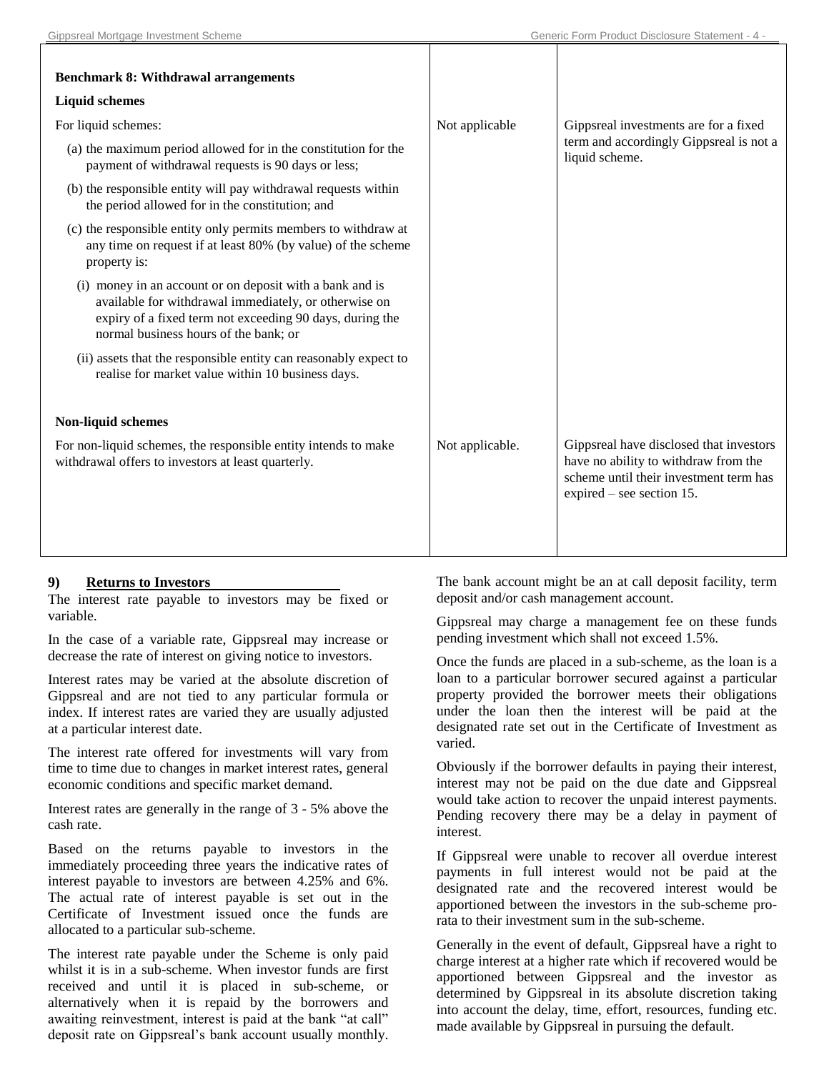| | | |
|---|---|---|
| **Benchmark 8: Withdrawal arrangements**<br><br>**Liquid schemes**<br><br>For liquid schemes:<br>(a) the maximum period allowed for in the constitution for the payment of withdrawal requests is 90 days or less;<br>(b) the responsible entity will pay withdrawal requests within the period allowed for in the constitution; and<br>(c) the responsible entity only permits members to withdraw at any time on request if at least 80% (by value) of the scheme property is:<br>(i) money in an account or on deposit with a bank and is available for withdrawal immediately, or otherwise on expiry of a fixed term not exceeding 90 days, during the normal business hours of the bank; or<br>(ii) assets that the responsible entity can reasonably expect to realise for market value within 10 business days. | Not applicable | Gippsreal investments are for a fixed term and accordingly Gippsreal is not a liquid scheme. |
| **Non-liquid schemes**<br><br>For non-liquid schemes, the responsible entity intends to make withdrawal offers to investors at least quarterly. | Not applicable. | Gippsreal have disclosed that investors have no ability to withdraw from the scheme until their investment term has expired – see section 15. |

## 9) Returns to Investors

The interest rate payable to investors may be fixed or variable.

In the case of a variable rate, Gippsreal may increase or decrease the rate of interest on giving notice to investors.

Interest rates may be varied at the absolute discretion of Gippsreal and are not tied to any particular formula or index. If interest rates are varied they are usually adjusted at a particular interest date.

The interest rate offered for investments will vary from time to time due to changes in market interest rates, general economic conditions and specific market demand.

Interest rates are generally in the range of 3 - 5% above the cash rate.

Based on the returns payable to investors in the immediately proceeding three years the indicative rates of interest payable to investors are between 4.25% and 6%. The actual rate of interest payable is set out in the Certificate of Investment issued once the funds are allocated to a particular sub-scheme.

The interest rate payable under the Scheme is only paid whilst it is in a sub-scheme. When investor funds are first received and until it is placed in sub-scheme, or alternatively when it is repaid by the borrowers and awaiting reinvestment, interest is paid at the bank "at call" deposit rate on Gippsreal's bank account usually monthly. The bank account might be an at call deposit facility, term deposit and/or cash management account.

Gippsreal may charge a management fee on these funds pending investment which shall not exceed 1.5%.

Once the funds are placed in a sub-scheme, as the loan is a loan to a particular borrower secured against a particular property provided the borrower meets their obligations under the loan then the interest will be paid at the designated rate set out in the Certificate of Investment as varied.

Obviously if the borrower defaults in paying their interest, interest may not be paid on the due date and Gippsreal would take action to recover the unpaid interest payments. Pending recovery there may be a delay in payment of interest.

If Gippsreal were unable to recover all overdue interest payments in full interest would not be paid at the designated rate and the recovered interest would be apportioned between the investors in the sub-scheme pro-rata to their investment sum in the sub-scheme.

Generally in the event of default, Gippsreal have a right to charge interest at a higher rate which if recovered would be apportioned between Gippsreal and the investor as determined by Gippsreal in its absolute discretion taking into account the delay, time, effort, resources, funding etc. made available by Gippsreal in pursuing the default.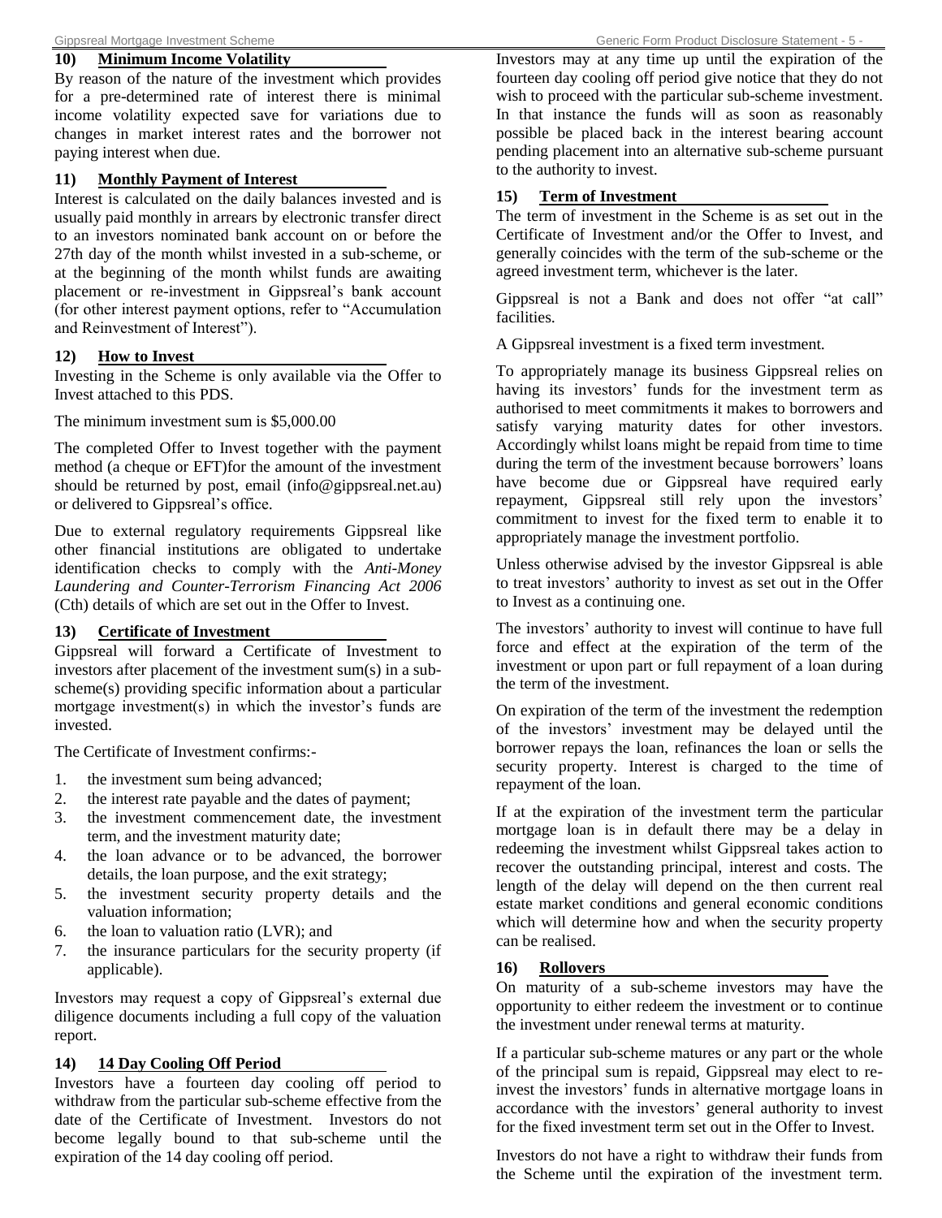## 10) Minimum Income Volatility

By reason of the nature of the investment which provides for a pre-determined rate of interest there is minimal income volatility expected save for variations due to changes in market interest rates and the borrower not paying interest when due.

## 11) Monthly Payment of Interest

Interest is calculated on the daily balances invested and is usually paid monthly in arrears by electronic transfer direct to an investors nominated bank account on or before the 27th day of the month whilst invested in a sub-scheme, or at the beginning of the month whilst funds are awaiting placement or re-investment in Gippsreal's bank account (for other interest payment options, refer to "Accumulation and Reinvestment of Interest").

## 12) How to Invest

Investing in the Scheme is only available via the Offer to Invest attached to this PDS.

The minimum investment sum is $5,000.00

The completed Offer to Invest together with the payment method (a cheque or EFT)for the amount of the investment should be returned by post, email (info@gippsreal.net.au) or delivered to Gippsreal's office.

Due to external regulatory requirements Gippsreal like other financial institutions are obligated to undertake identification checks to comply with the *Anti-Money Laundering and Counter-Terrorism Financing Act 2006* (Cth) details of which are set out in the Offer to Invest.

## 13) Certificate of Investment

Gippsreal will forward a Certificate of Investment to investors after placement of the investment sum(s) in a sub-scheme(s) providing specific information about a particular mortgage investment(s) in which the investor's funds are invested.

The Certificate of Investment confirms:-

1. the investment sum being advanced;
2. the interest rate payable and the dates of payment;
3. the investment commencement date, the investment term, and the investment maturity date;
4. the loan advance or to be advanced, the borrower details, the loan purpose, and the exit strategy;
5. the investment security property details and the valuation information;
6. the loan to valuation ratio (LVR); and
7. the insurance particulars for the security property (if applicable).

Investors may request a copy of Gippsreal's external due diligence documents including a full copy of the valuation report.

## 14) 14 Day Cooling Off Period

Investors have a fourteen day cooling off period to withdraw from the particular sub-scheme effective from the date of the Certificate of Investment. Investors do not become legally bound to that sub-scheme until the expiration of the 14 day cooling off period.

Investors may at any time up until the expiration of the fourteen day cooling off period give notice that they do not wish to proceed with the particular sub-scheme investment. In that instance the funds will as soon as reasonably possible be placed back in the interest bearing account pending placement into an alternative sub-scheme pursuant to the authority to invest.

## 15) Term of Investment

The term of investment in the Scheme is as set out in the Certificate of Investment and/or the Offer to Invest, and generally coincides with the term of the sub-scheme or the agreed investment term, whichever is the later.

Gippsreal is not a Bank and does not offer "at call" facilities.

A Gippsreal investment is a fixed term investment.

To appropriately manage its business Gippsreal relies on having its investors' funds for the investment term as authorised to meet commitments it makes to borrowers and satisfy varying maturity dates for other investors. Accordingly whilst loans might be repaid from time to time during the term of the investment because borrowers' loans have become due or Gippsreal have required early repayment, Gippsreal still rely upon the investors' commitment to invest for the fixed term to enable it to appropriately manage the investment portfolio.

Unless otherwise advised by the investor Gippsreal is able to treat investors' authority to invest as set out in the Offer to Invest as a continuing one.

The investors' authority to invest will continue to have full force and effect at the expiration of the term of the investment or upon part or full repayment of a loan during the term of the investment.

On expiration of the term of the investment the redemption of the investors' investment may be delayed until the borrower repays the loan, refinances the loan or sells the security property. Interest is charged to the time of repayment of the loan.

If at the expiration of the investment term the particular mortgage loan is in default there may be a delay in redeeming the investment whilst Gippsreal takes action to recover the outstanding principal, interest and costs. The length of the delay will depend on the then current real estate market conditions and general economic conditions which will determine how and when the security property can be realised.

## 16) Rollovers

On maturity of a sub-scheme investors may have the opportunity to either redeem the investment or to continue the investment under renewal terms at maturity.

If a particular sub-scheme matures or any part or the whole of the principal sum is repaid, Gippsreal may elect to re-invest the investors' funds in alternative mortgage loans in accordance with the investors' general authority to invest for the fixed investment term set out in the Offer to Invest.

Investors do not have a right to withdraw their funds from the Scheme until the expiration of the investment term.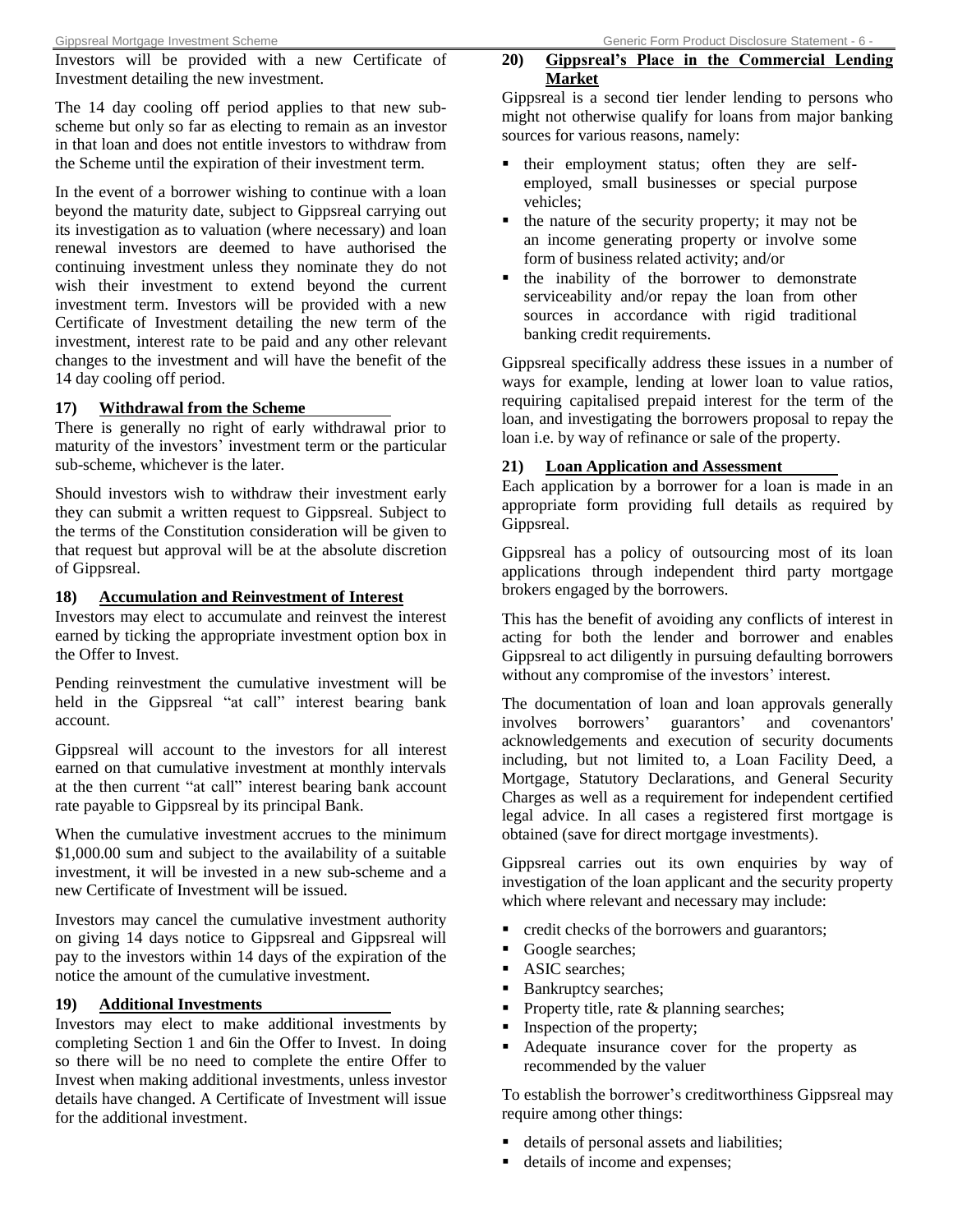Investors will be provided with a new Certificate of Investment detailing the new investment.

The 14 day cooling off period applies to that new sub-scheme but only so far as electing to remain as an investor in that loan and does not entitle investors to withdraw from the Scheme until the expiration of their investment term.

In the event of a borrower wishing to continue with a loan beyond the maturity date, subject to Gippsreal carrying out its investigation as to valuation (where necessary) and loan renewal investors are deemed to have authorised the continuing investment unless they nominate they do not wish their investment to extend beyond the current investment term. Investors will be provided with a new Certificate of Investment detailing the new term of the investment, interest rate to be paid and any other relevant changes to the investment and will have the benefit of the 14 day cooling off period.

### 17) Withdrawal from the Scheme

There is generally no right of early withdrawal prior to maturity of the investors' investment term or the particular sub-scheme, whichever is the later.

Should investors wish to withdraw their investment early they can submit a written request to Gippsreal. Subject to the terms of the Constitution consideration will be given to that request but approval will be at the absolute discretion of Gippsreal.

### 18) Accumulation and Reinvestment of Interest

Investors may elect to accumulate and reinvest the interest earned by ticking the appropriate investment option box in the Offer to Invest.

Pending reinvestment the cumulative investment will be held in the Gippsreal "at call" interest bearing bank account.

Gippsreal will account to the investors for all interest earned on that cumulative investment at monthly intervals at the then current "at call" interest bearing bank account rate payable to Gippsreal by its principal Bank.

When the cumulative investment accrues to the minimum $1,000.00 sum and subject to the availability of a suitable investment, it will be invested in a new sub-scheme and a new Certificate of Investment will be issued.

Investors may cancel the cumulative investment authority on giving 14 days notice to Gippsreal and Gippsreal will pay to the investors within 14 days of the expiration of the notice the amount of the cumulative investment.

### 19) Additional Investments

Investors may elect to make additional investments by completing Section 1 and 6in the Offer to Invest. In doing so there will be no need to complete the entire Offer to Invest when making additional investments, unless investor details have changed. A Certificate of Investment will issue for the additional investment.

### 20) Gippsreal's Place in the Commercial Lending Market

Gippsreal is a second tier lender lending to persons who might not otherwise qualify for loans from major banking sources for various reasons, namely:

- their employment status; often they are self-employed, small businesses or special purpose vehicles;
- the nature of the security property; it may not be an income generating property or involve some form of business related activity; and/or
- the inability of the borrower to demonstrate serviceability and/or repay the loan from other sources in accordance with rigid traditional banking credit requirements.

Gippsreal specifically address these issues in a number of ways for example, lending at lower loan to value ratios, requiring capitalised prepaid interest for the term of the loan, and investigating the borrowers proposal to repay the loan i.e. by way of refinance or sale of the property.

### 21) Loan Application and Assessment

Each application by a borrower for a loan is made in an appropriate form providing full details as required by Gippsreal.

Gippsreal has a policy of outsourcing most of its loan applications through independent third party mortgage brokers engaged by the borrowers.

This has the benefit of avoiding any conflicts of interest in acting for both the lender and borrower and enables Gippsreal to act diligently in pursuing defaulting borrowers without any compromise of the investors' interest.

The documentation of loan and loan approvals generally involves borrowers' guarantors' and covenantors' acknowledgements and execution of security documents including, but not limited to, a Loan Facility Deed, a Mortgage, Statutory Declarations, and General Security Charges as well as a requirement for independent certified legal advice. In all cases a registered first mortgage is obtained (save for direct mortgage investments).

Gippsreal carries out its own enquiries by way of investigation of the loan applicant and the security property which where relevant and necessary may include:

- credit checks of the borrowers and guarantors;
- Google searches;
- ASIC searches;
- Bankruptcy searches;
- Property title, rate & planning searches;
- Inspection of the property;
- Adequate insurance cover for the property as recommended by the valuer

To establish the borrower's creditworthiness Gippsreal may require among other things:

- details of personal assets and liabilities;
- details of income and expenses;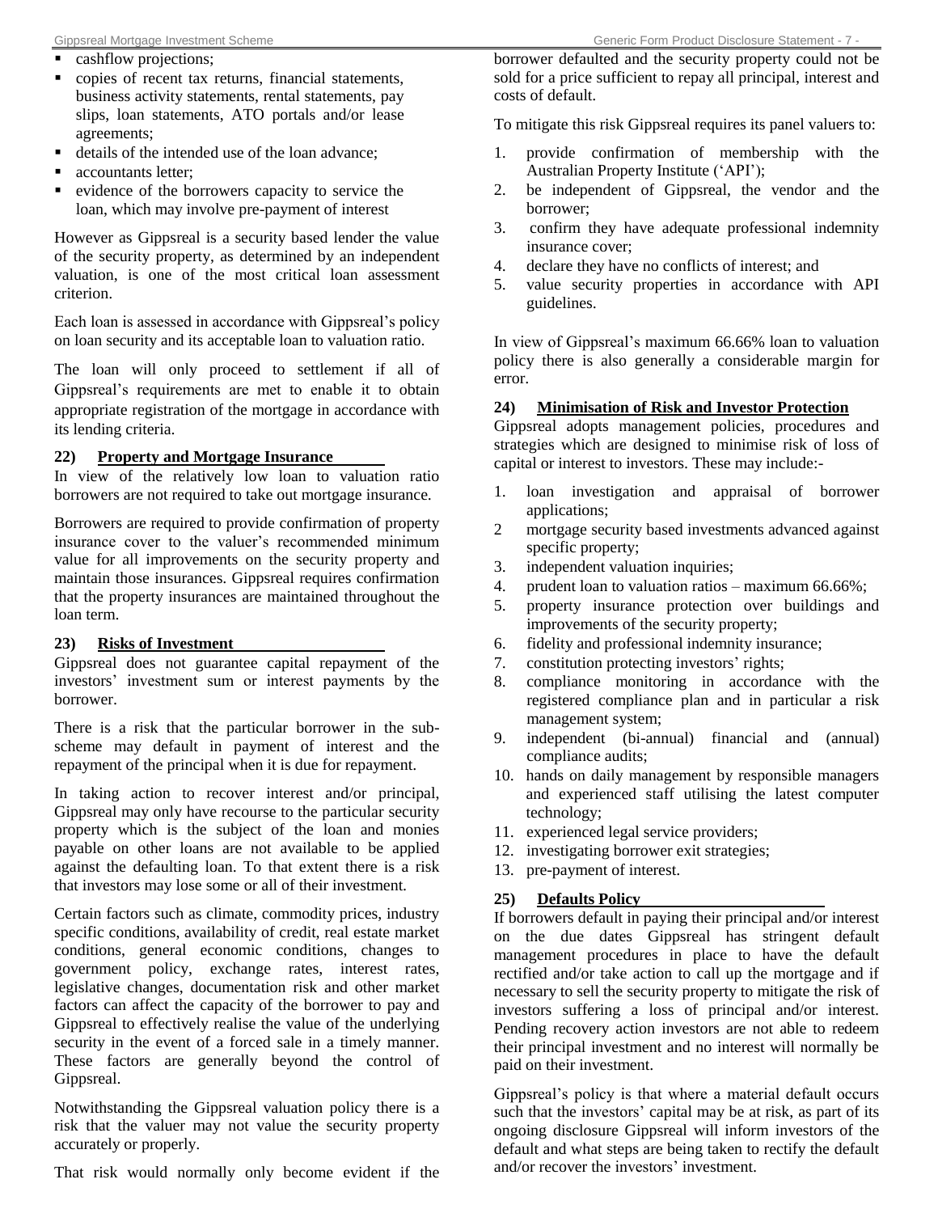- cashflow projections;
- copies of recent tax returns, financial statements, business activity statements, rental statements, pay slips, loan statements, ATO portals and/or lease agreements;
- details of the intended use of the loan advance;
- accountants letter;
- evidence of the borrowers capacity to service the loan, which may involve pre-payment of interest

However as Gippsreal is a security based lender the value of the security property, as determined by an independent valuation, is one of the most critical loan assessment criterion.

Each loan is assessed in accordance with Gippsreal's policy on loan security and its acceptable loan to valuation ratio.

The loan will only proceed to settlement if all of Gippsreal's requirements are met to enable it to obtain appropriate registration of the mortgage in accordance with its lending criteria.

### 22) Property and Mortgage Insurance

In view of the relatively low loan to valuation ratio borrowers are not required to take out mortgage insurance.

Borrowers are required to provide confirmation of property insurance cover to the valuer's recommended minimum value for all improvements on the security property and maintain those insurances. Gippsreal requires confirmation that the property insurances are maintained throughout the loan term.

### 23) Risks of Investment

Gippsreal does not guarantee capital repayment of the investors' investment sum or interest payments by the borrower.

There is a risk that the particular borrower in the sub-scheme may default in payment of interest and the repayment of the principal when it is due for repayment.

In taking action to recover interest and/or principal, Gippsreal may only have recourse to the particular security property which is the subject of the loan and monies payable on other loans are not available to be applied against the defaulting loan. To that extent there is a risk that investors may lose some or all of their investment.

Certain factors such as climate, commodity prices, industry specific conditions, availability of credit, real estate market conditions, general economic conditions, changes to government policy, exchange rates, interest rates, legislative changes, documentation risk and other market factors can affect the capacity of the borrower to pay and Gippsreal to effectively realise the value of the underlying security in the event of a forced sale in a timely manner. These factors are generally beyond the control of Gippsreal.

Notwithstanding the Gippsreal valuation policy there is a risk that the valuer may not value the security property accurately or properly.

That risk would normally only become evident if the borrower defaulted and the security property could not be sold for a price sufficient to repay all principal, interest and costs of default.

To mitigate this risk Gippsreal requires its panel valuers to:

1. provide confirmation of membership with the Australian Property Institute ('API');
2. be independent of Gippsreal, the vendor and the borrower;
3. confirm they have adequate professional indemnity insurance cover;
4. declare they have no conflicts of interest; and
5. value security properties in accordance with API guidelines.

In view of Gippsreal's maximum 66.66% loan to valuation policy there is also generally a considerable margin for error.

### 24) Minimisation of Risk and Investor Protection

Gippsreal adopts management policies, procedures and strategies which are designed to minimise risk of loss of capital or interest to investors. These may include:-

1. loan investigation and appraisal of borrower applications;
2. mortgage security based investments advanced against specific property;
3. independent valuation inquiries;
4. prudent loan to valuation ratios – maximum 66.66%;
5. property insurance protection over buildings and improvements of the security property;
6. fidelity and professional indemnity insurance;
7. constitution protecting investors' rights;
8. compliance monitoring in accordance with the registered compliance plan and in particular a risk management system;
9. independent (bi-annual) financial and (annual) compliance audits;
10. hands on daily management by responsible managers and experienced staff utilising the latest computer technology;
11. experienced legal service providers;
12. investigating borrower exit strategies;
13. pre-payment of interest.

### 25) Defaults Policy

If borrowers default in paying their principal and/or interest on the due dates Gippsreal has stringent default management procedures in place to have the default rectified and/or take action to call up the mortgage and if necessary to sell the security property to mitigate the risk of investors suffering a loss of principal and/or interest. Pending recovery action investors are not able to redeem their principal investment and no interest will normally be paid on their investment.

Gippsreal's policy is that where a material default occurs such that the investors' capital may be at risk, as part of its ongoing disclosure Gippsreal will inform investors of the default and what steps are being taken to rectify the default and/or recover the investors' investment.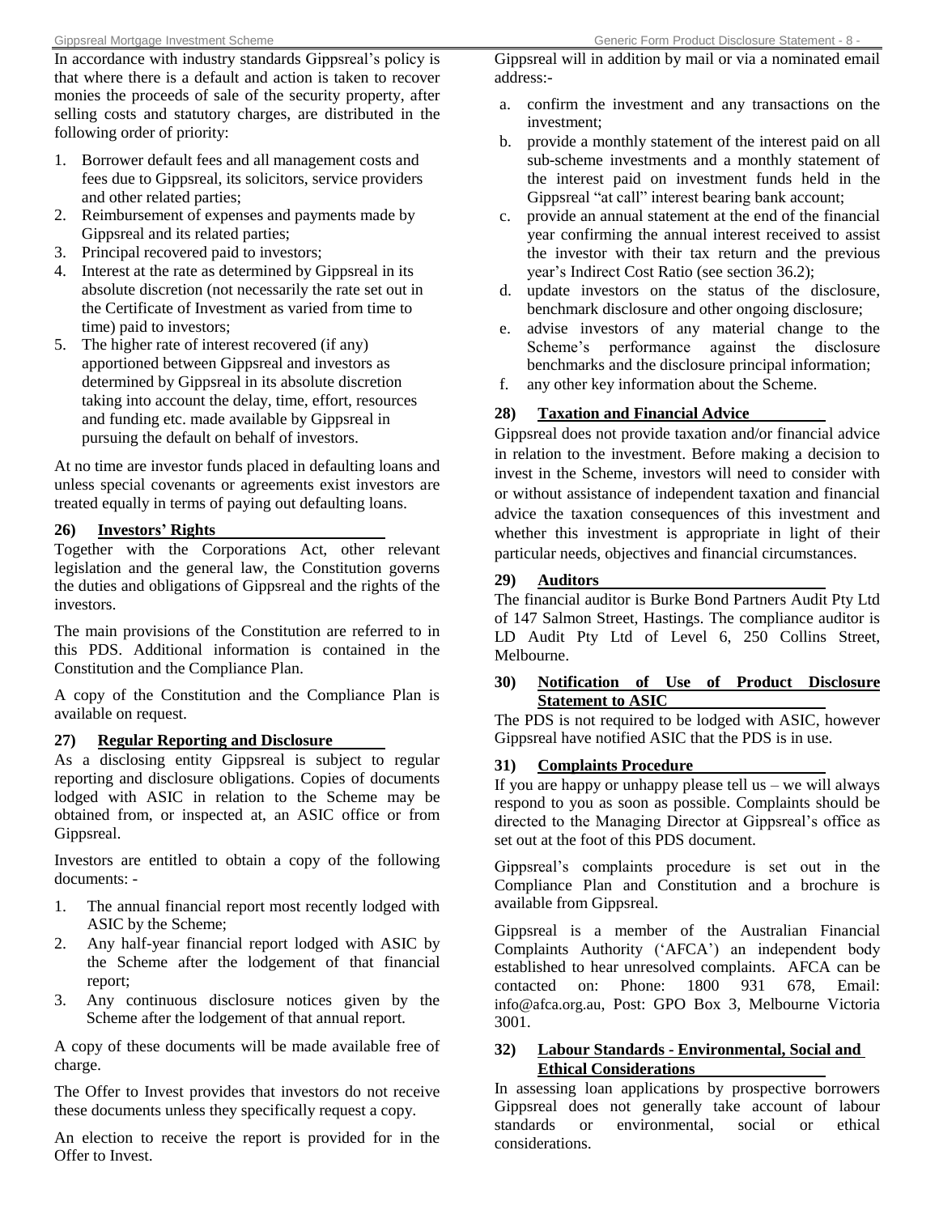In accordance with industry standards Gippsreal's policy is that where there is a default and action is taken to recover monies the proceeds of sale of the security property, after selling costs and statutory charges, are distributed in the following order of priority:

1. Borrower default fees and all management costs and fees due to Gippsreal, its solicitors, service providers and other related parties;
2. Reimbursement of expenses and payments made by Gippsreal and its related parties;
3. Principal recovered paid to investors;
4. Interest at the rate as determined by Gippsreal in its absolute discretion (not necessarily the rate set out in the Certificate of Investment as varied from time to time) paid to investors;
5. The higher rate of interest recovered (if any) apportioned between Gippsreal and investors as determined by Gippsreal in its absolute discretion taking into account the delay, time, effort, resources and funding etc. made available by Gippsreal in pursuing the default on behalf of investors.

At no time are investor funds placed in defaulting loans and unless special covenants or agreements exist investors are treated equally in terms of paying out defaulting loans.

## 26) Investors' Rights

Together with the Corporations Act, other relevant legislation and the general law, the Constitution governs the duties and obligations of Gippsreal and the rights of the investors.

The main provisions of the Constitution are referred to in this PDS. Additional information is contained in the Constitution and the Compliance Plan.

A copy of the Constitution and the Compliance Plan is available on request.

## 27) Regular Reporting and Disclosure

As a disclosing entity Gippsreal is subject to regular reporting and disclosure obligations. Copies of documents lodged with ASIC in relation to the Scheme may be obtained from, or inspected at, an ASIC office or from Gippsreal.

Investors are entitled to obtain a copy of the following documents: -

1. The annual financial report most recently lodged with ASIC by the Scheme;
2. Any half-year financial report lodged with ASIC by the Scheme after the lodgement of that financial report;
3. Any continuous disclosure notices given by the Scheme after the lodgement of that annual report.

A copy of these documents will be made available free of charge.

The Offer to Invest provides that investors do not receive these documents unless they specifically request a copy.

An election to receive the report is provided for in the Offer to Invest.

Gippsreal will in addition by mail or via a nominated email address:-

a. confirm the investment and any transactions on the investment;
b. provide a monthly statement of the interest paid on all sub-scheme investments and a monthly statement of the interest paid on investment funds held in the Gippsreal "at call" interest bearing bank account;
c. provide an annual statement at the end of the financial year confirming the annual interest received to assist the investor with their tax return and the previous year's Indirect Cost Ratio (see section 36.2);
d. update investors on the status of the disclosure, benchmark disclosure and other ongoing disclosure;
e. advise investors of any material change to the Scheme's performance against the disclosure benchmarks and the disclosure principal information;
f. any other key information about the Scheme.

## 28) Taxation and Financial Advice

Gippsreal does not provide taxation and/or financial advice in relation to the investment. Before making a decision to invest in the Scheme, investors will need to consider with or without assistance of independent taxation and financial advice the taxation consequences of this investment and whether this investment is appropriate in light of their particular needs, objectives and financial circumstances.

## 29) Auditors

The financial auditor is Burke Bond Partners Audit Pty Ltd of 147 Salmon Street, Hastings. The compliance auditor is LD Audit Pty Ltd of Level 6, 250 Collins Street, Melbourne.

## 30) Notification of Use of Product Disclosure Statement to ASIC

The PDS is not required to be lodged with ASIC, however Gippsreal have notified ASIC that the PDS is in use.

## 31) Complaints Procedure

If you are happy or unhappy please tell us – we will always respond to you as soon as possible. Complaints should be directed to the Managing Director at Gippsreal's office as set out at the foot of this PDS document.

Gippsreal's complaints procedure is set out in the Compliance Plan and Constitution and a brochure is available from Gippsreal.

Gippsreal is a member of the Australian Financial Complaints Authority ('AFCA') an independent body established to hear unresolved complaints. AFCA can be contacted on: Phone: 1800 931 678, Email: info@afca.org.au, Post: GPO Box 3, Melbourne Victoria 3001.

## 32) Labour Standards - Environmental, Social and Ethical Considerations

In assessing loan applications by prospective borrowers Gippsreal does not generally take account of labour standards or environmental, social or ethical considerations.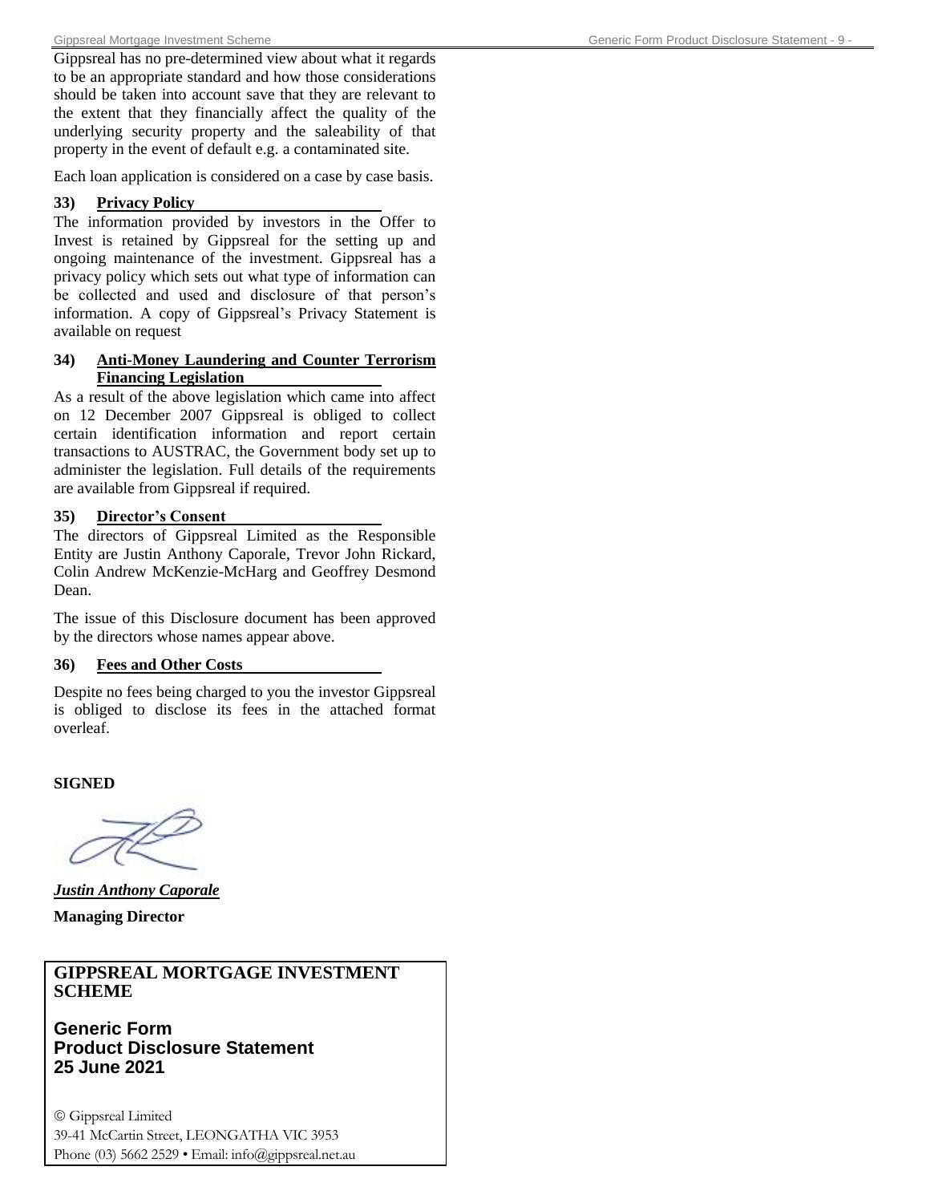Gippsreal has no pre-determined view about what it regards to be an appropriate standard and how those considerations should be taken into account save that they are relevant to the extent that they financially affect the quality of the underlying security property and the saleability of that property in the event of default e.g. a contaminated site.

Each loan application is considered on a case by case basis.

### 33) Privacy Policy

The information provided by investors in the Offer to Invest is retained by Gippsreal for the setting up and ongoing maintenance of the investment. Gippsreal has a privacy policy which sets out what type of information can be collected and used and disclosure of that person's information. A copy of Gippsreal's Privacy Statement is available on request

### 34) Anti-Money Laundering and Counter Terrorism Financing Legislation

As a result of the above legislation which came into affect on 12 December 2007 Gippsreal is obliged to collect certain identification information and report certain transactions to AUSTRAC, the Government body set up to administer the legislation. Full details of the requirements are available from Gippsreal if required.

### 35) Director's Consent

The directors of Gippsreal Limited as the Responsible Entity are Justin Anthony Caporale, Trevor John Rickard, Colin Andrew McKenzie-McHarg and Geoffrey Desmond Dean.

The issue of this Disclosure document has been approved by the directors whose names appear above.

### 36) Fees and Other Costs

Despite no fees being charged to you the investor Gippsreal is obliged to disclose its fees in the attached format overleaf.

**SIGNED**

***Justin Anthony Caporale***

**Managing Director**

**GIPPSREAL MORTGAGE INVESTMENT SCHEME**

**Generic Form**
**Product Disclosure Statement**
**25 June 2021**

© Gippsreal Limited
39-41 McCartin Street, LEONGATHA VIC 3953
Phone (03) 5662 2529 • Email: info@gippsreal.net.au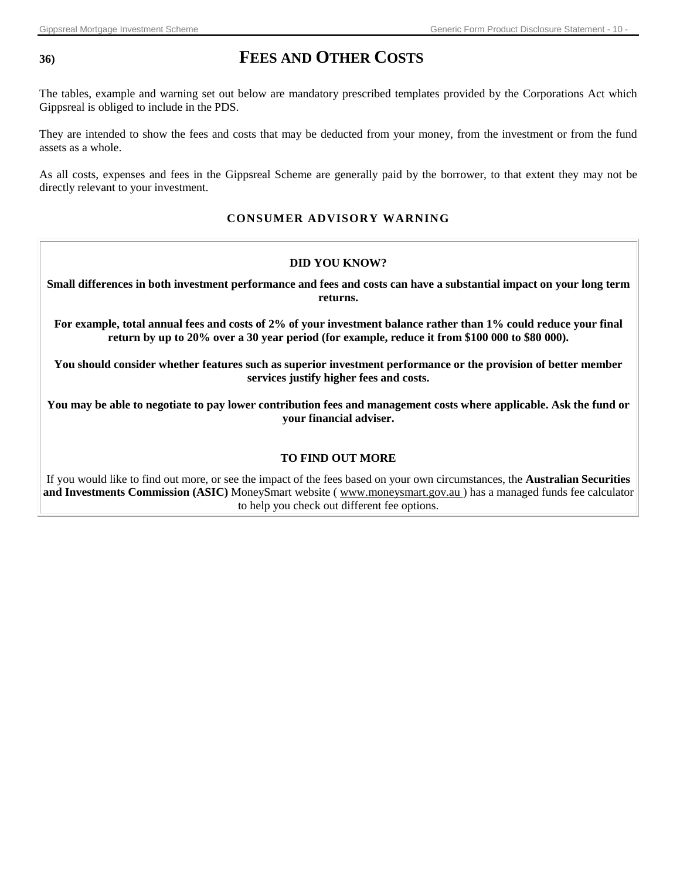## 36) FEES AND OTHER COSTS

The tables, example and warning set out below are mandatory prescribed templates provided by the Corporations Act which Gippsreal is obliged to include in the PDS.

They are intended to show the fees and costs that may be deducted from your money, from the investment or from the fund assets as a whole.

As all costs, expenses and fees in the Gippsreal Scheme are generally paid by the borrower, to that extent they may not be directly relevant to your investment.

### CONSUMER ADVISORY WARNING

**DID YOU KNOW?**

**Small differences in both investment performance and fees and costs can have a substantial impact on your long term returns.**

**For example, total annual fees and costs of 2% of your investment balance rather than 1% could reduce your final return by up to 20% over a 30 year period (for example, reduce it from $100 000 to $80 000).**

**You should consider whether features such as superior investment performance or the provision of better member services justify higher fees and costs.**

**You may be able to negotiate to pay lower contribution fees and management costs where applicable. Ask the fund or your financial adviser.**

**TO FIND OUT MORE**

If you would like to find out more, or see the impact of the fees based on your own circumstances, the **Australian Securities and Investments Commission (ASIC)** MoneySmart website ( www.moneysmart.gov.au ) has a managed funds fee calculator to help you check out different fee options.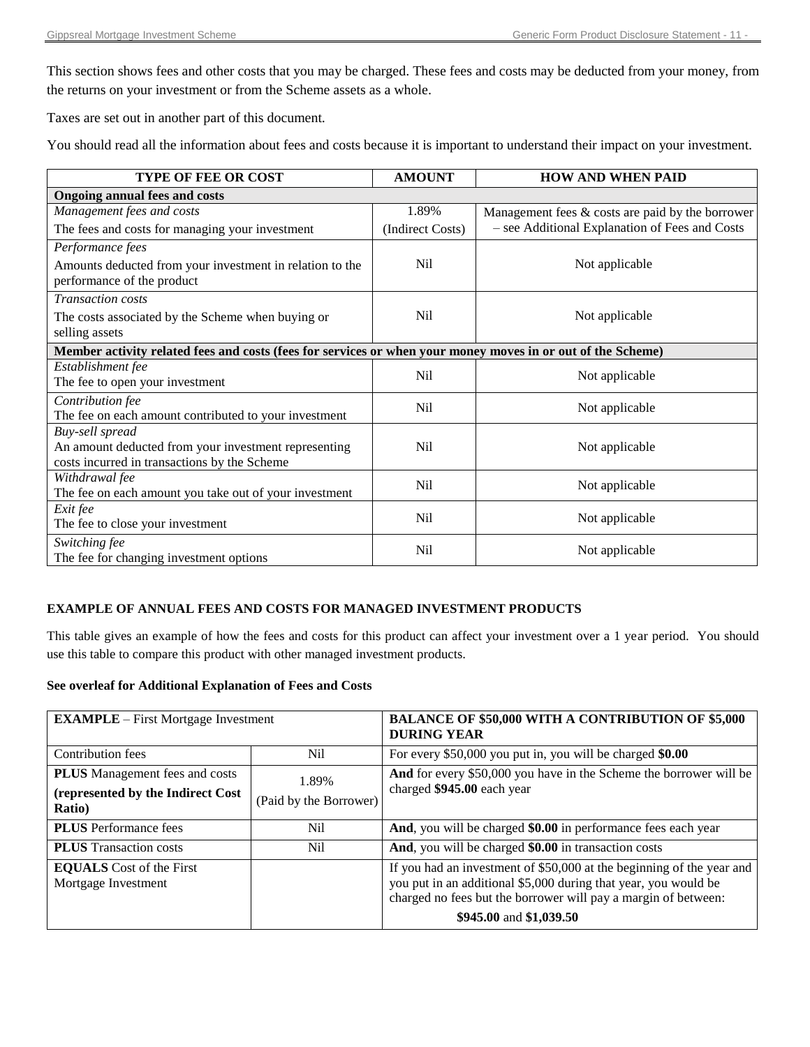This section shows fees and other costs that you may be charged. These fees and costs may be deducted from your money, from the returns on your investment or from the Scheme assets as a whole.

Taxes are set out in another part of this document.

You should read all the information about fees and costs because it is important to understand their impact on your investment.

| TYPE OF FEE OR COST | AMOUNT | HOW AND WHEN PAID |
|---|---|---|
| **Ongoing annual fees and costs** | | |
| *Management fees and costs*<br>The fees and costs for managing your investment | 1.89%<br>(Indirect Costs) | Management fees & costs are paid by the borrower – see Additional Explanation of Fees and Costs |
| *Performance fees*<br>Amounts deducted from your investment in relation to the performance of the product | Nil | Not applicable |
| *Transaction costs*<br>The costs associated by the Scheme when buying or selling assets | Nil | Not applicable |
| **Member activity related fees and costs (fees for services or when your money moves in or out of the Scheme)** | | |
| *Establishment fee*<br>The fee to open your investment | Nil | Not applicable |
| *Contribution fee*<br>The fee on each amount contributed to your investment | Nil | Not applicable |
| *Buy-sell spread*<br>An amount deducted from your investment representing costs incurred in transactions by the Scheme | Nil | Not applicable |
| *Withdrawal fee*<br>The fee on each amount you take out of your investment | Nil | Not applicable |
| *Exit fee*<br>The fee to close your investment | Nil | Not applicable |
| *Switching fee*<br>The fee for changing investment options | Nil | Not applicable |

**EXAMPLE OF ANNUAL FEES AND COSTS FOR MANAGED INVESTMENT PRODUCTS**

This table gives an example of how the fees and costs for this product can affect your investment over a 1 year period. You should use this table to compare this product with other managed investment products.

**See overleaf for Additional Explanation of Fees and Costs**

| **EXAMPLE** – First Mortgage Investment | | **BALANCE OF $50,000 WITH A CONTRIBUTION OF $5,000 DURING YEAR** |
|---|---|---|
| Contribution fees | Nil | For every $50,000 you put in, you will be charged **$0.00** |
| **PLUS** Management fees and costs<br>**(represented by the Indirect Cost Ratio)** | 1.89%<br>(Paid by the Borrower) | **And** for every $50,000 you have in the Scheme the borrower will be charged **$945.00** each year |
| **PLUS** Performance fees | Nil | **And**, you will be charged **$0.00** in performance fees each year |
| **PLUS** Transaction costs | Nil | **And**, you will be charged **$0.00** in transaction costs |
| **EQUALS** Cost of the First Mortgage Investment | | If you had an investment of $50,000 at the beginning of the year and you put in an additional $5,000 during that year, you would be charged no fees but the borrower will pay a margin of between:<br>**$945.00** and **$1,039.50** |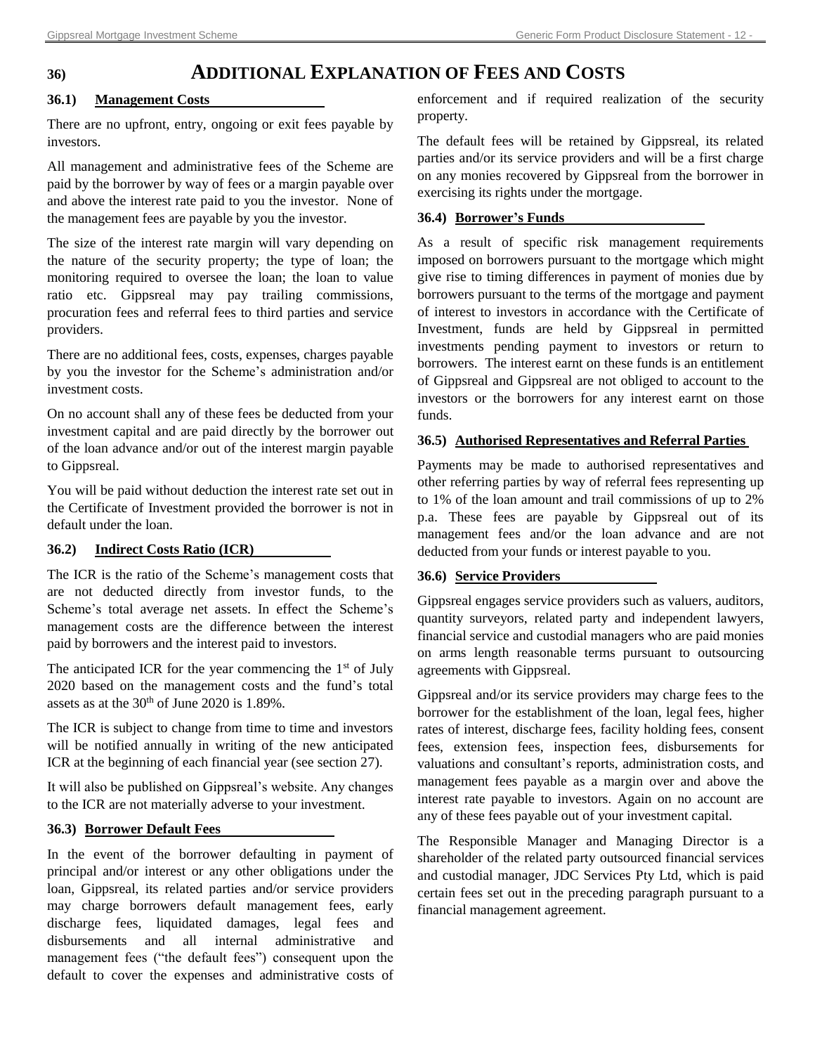# 36) ADDITIONAL EXPLANATION OF FEES AND COSTS

## 36.1) Management Costs

There are no upfront, entry, ongoing or exit fees payable by investors.

All management and administrative fees of the Scheme are paid by the borrower by way of fees or a margin payable over and above the interest rate paid to you the investor. None of the management fees are payable by you the investor.

The size of the interest rate margin will vary depending on the nature of the security property; the type of loan; the monitoring required to oversee the loan; the loan to value ratio etc. Gippsreal may pay trailing commissions, procuration fees and referral fees to third parties and service providers.

There are no additional fees, costs, expenses, charges payable by you the investor for the Scheme's administration and/or investment costs.

On no account shall any of these fees be deducted from your investment capital and are paid directly by the borrower out of the loan advance and/or out of the interest margin payable to Gippsreal.

You will be paid without deduction the interest rate set out in the Certificate of Investment provided the borrower is not in default under the loan.

## 36.2) Indirect Costs Ratio (ICR)

The ICR is the ratio of the Scheme's management costs that are not deducted directly from investor funds, to the Scheme's total average net assets. In effect the Scheme's management costs are the difference between the interest paid by borrowers and the interest paid to investors.

The anticipated ICR for the year commencing the 1st of July 2020 based on the management costs and the fund's total assets as at the 30th of June 2020 is 1.89%.

The ICR is subject to change from time to time and investors will be notified annually in writing of the new anticipated ICR at the beginning of each financial year (see section 27).

It will also be published on Gippsreal's website. Any changes to the ICR are not materially adverse to your investment.

## 36.3) Borrower Default Fees

In the event of the borrower defaulting in payment of principal and/or interest or any other obligations under the loan, Gippsreal, its related parties and/or service providers may charge borrowers default management fees, early discharge fees, liquidated damages, legal fees and disbursements and all internal administrative and management fees ("the default fees") consequent upon the default to cover the expenses and administrative costs of enforcement and if required realization of the security property.

The default fees will be retained by Gippsreal, its related parties and/or its service providers and will be a first charge on any monies recovered by Gippsreal from the borrower in exercising its rights under the mortgage.

## 36.4) Borrower's Funds

As a result of specific risk management requirements imposed on borrowers pursuant to the mortgage which might give rise to timing differences in payment of monies due by borrowers pursuant to the terms of the mortgage and payment of interest to investors in accordance with the Certificate of Investment, funds are held by Gippsreal in permitted investments pending payment to investors or return to borrowers. The interest earnt on these funds is an entitlement of Gippsreal and Gippsreal are not obliged to account to the investors or the borrowers for any interest earnt on those funds.

## 36.5) Authorised Representatives and Referral Parties

Payments may be made to authorised representatives and other referring parties by way of referral fees representing up to 1% of the loan amount and trail commissions of up to 2% p.a. These fees are payable by Gippsreal out of its management fees and/or the loan advance and are not deducted from your funds or interest payable to you.

## 36.6) Service Providers

Gippsreal engages service providers such as valuers, auditors, quantity surveyors, related party and independent lawyers, financial service and custodial managers who are paid monies on arms length reasonable terms pursuant to outsourcing agreements with Gippsreal.

Gippsreal and/or its service providers may charge fees to the borrower for the establishment of the loan, legal fees, higher rates of interest, discharge fees, facility holding fees, consent fees, extension fees, inspection fees, disbursements for valuations and consultant's reports, administration costs, and management fees payable as a margin over and above the interest rate payable to investors. Again on no account are any of these fees payable out of your investment capital.

The Responsible Manager and Managing Director is a shareholder of the related party outsourced financial services and custodial manager, JDC Services Pty Ltd, which is paid certain fees set out in the preceding paragraph pursuant to a financial management agreement.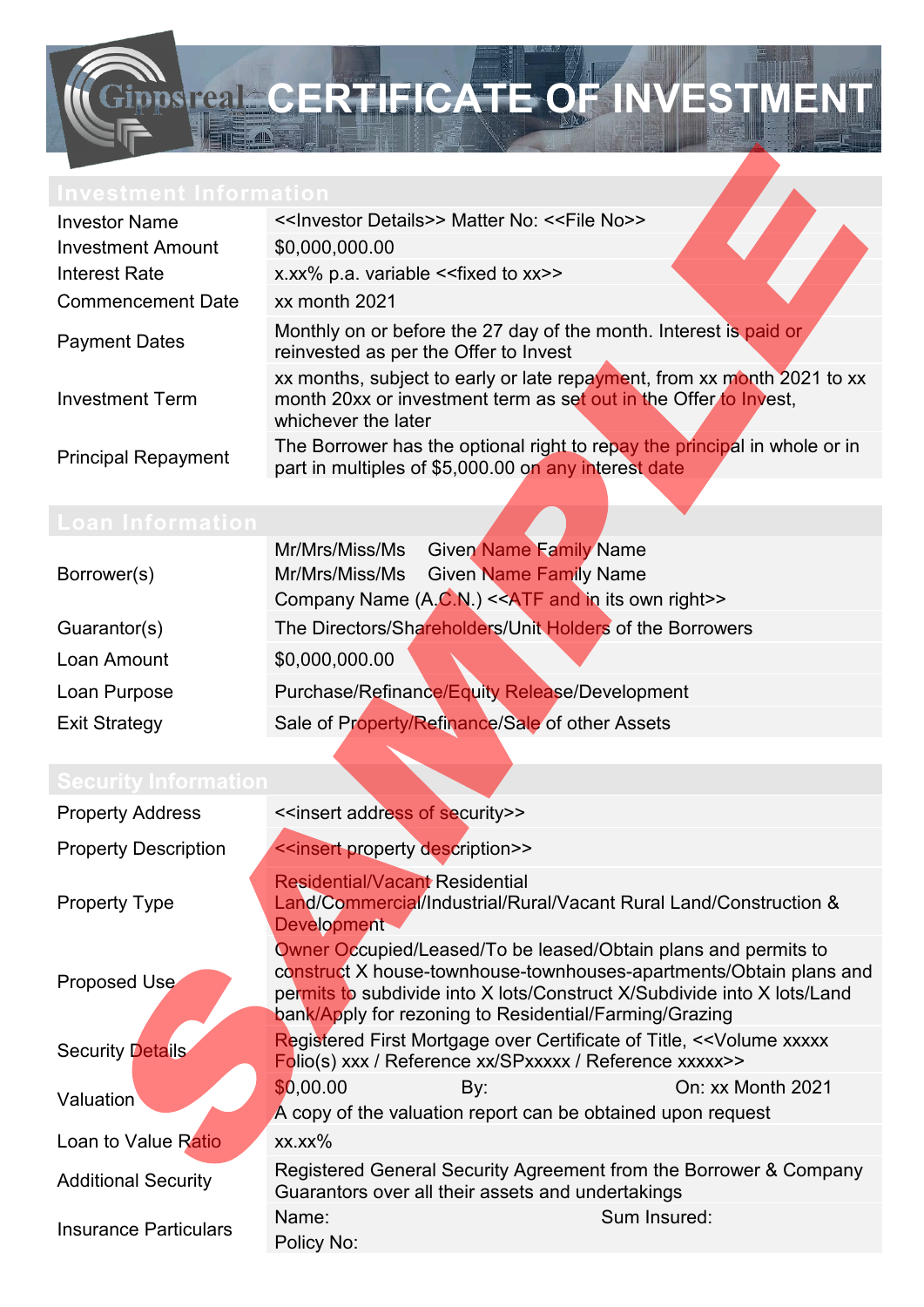# CERTIFICATE OF INVESTMENT

## Investment Information

| | |
|---|---|
| Investor Name | <<Investor Details>> Matter No: <<File No>> |
| Investment Amount | $0,000,000.00 |
| Interest Rate | x.xx% p.a. variable <<fixed to xx>> |
| Commencement Date | xx month 2021 |
| Payment Dates | Monthly on or before the 27 day of the month. Interest is paid or reinvested as per the Offer to Invest |
| Investment Term | xx months, subject to early or late repayment, from xx month 2021 to xx month 20xx or investment term as set out in the Offer to Invest, whichever the later |
| Principal Repayment | The Borrower has the optional right to repay the principal in whole or in part in multiples of $5,000.00 on any interest date |

## Loan Information

| | |
|---|---|
| Borrower(s) | Mr/Mrs/Miss/Ms Given Name Family Name<br>Mr/Mrs/Miss/Ms Given Name Family Name<br>Company Name (A.C.N.) <<ATF and in its own right>> |
| Guarantor(s) | The Directors/Shareholders/Unit Holders of the Borrowers |
| Loan Amount | $0,000,000.00 |
| Loan Purpose | Purchase/Refinance/Equity Release/Development |
| Exit Strategy | Sale of Property/Refinance/Sale of other Assets |

## Security Information

| | |
|---|---|
| Property Address | <<insert address of security>> |
| Property Description | <<insert property description>> |
| Property Type | Residential/Vacant Residential Land/Commercial/Industrial/Rural/Vacant Rural Land/Construction & Development |
| Proposed Use | Owner Occupied/Leased/To be leased/Obtain plans and permits to construct X house-townhouse-townhouses-apartments/Obtain plans and permits to subdivide into X lots/Construct X/Subdivide into X lots/Land bank/Apply for rezoning to Residential/Farming/Grazing |
| Security Details | Registered First Mortgage over Certificate of Title, <<Volume xxxxx Folio(s) xxx / Reference xx/SPxxxxx / Reference xxxxx>> |
| Valuation | $0,00.00 By: On: xx Month 2021<br>A copy of the valuation report can be obtained upon request |
| Loan to Value Ratio | xx.xx% |
| Additional Security | Registered General Security Agreement from the Borrower & Company Guarantors over all their assets and undertakings |
| Insurance Particulars | Name: Sum Insured:<br>Policy No: |

SAMPLE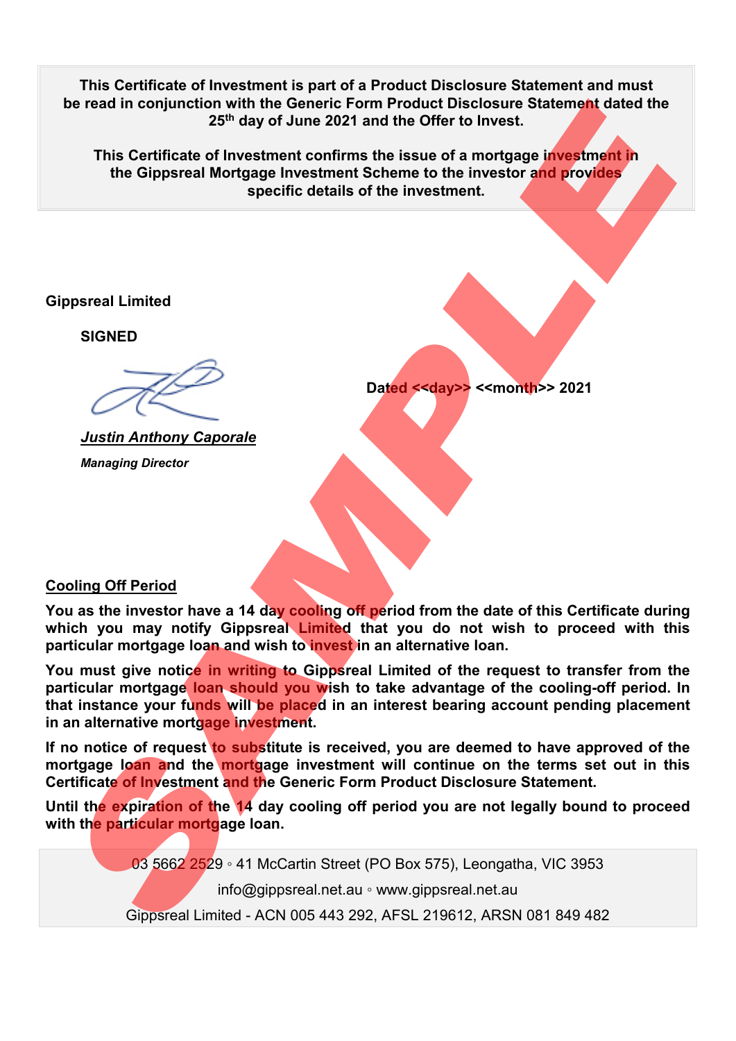**This Certificate of Investment is part of a Product Disclosure Statement and must be read in conjunction with the Generic Form Product Disclosure Statement dated the 25th day of June 2021 and the Offer to Invest.**

**This Certificate of Investment confirms the issue of a mortgage investment in the Gippsreal Mortgage Investment Scheme to the investor and provides specific details of the investment.**

**Gippsreal Limited**

**SIGNED**

***Justin Anthony Caporale***

***Managing Director***

**Dated <<day>> <<month>> 2021**

**Cooling Off Period**

**You as the investor have a 14 day cooling off period from the date of this Certificate during which you may notify Gippsreal Limited that you do not wish to proceed with this particular mortgage loan and wish to invest in an alternative loan.**

**You must give notice in writing to Gippsreal Limited of the request to transfer from the particular mortgage loan should you wish to take advantage of the cooling-off period. In that instance your funds will be placed in an interest bearing account pending placement in an alternative mortgage investment.**

**If no notice of request to substitute is received, you are deemed to have approved of the mortgage loan and the mortgage investment will continue on the terms set out in this Certificate of Investment and the Generic Form Product Disclosure Statement.**

**Until the expiration of the 14 day cooling off period you are not legally bound to proceed with the particular mortgage loan.**

03 5662 2529 ◦ 41 McCartin Street (PO Box 575), Leongatha, VIC 3953

info@gippsreal.net.au ◦ www.gippsreal.net.au

Gippsreal Limited - ACN 005 443 292, AFSL 219612, ARSN 081 849 482

SAMPLE